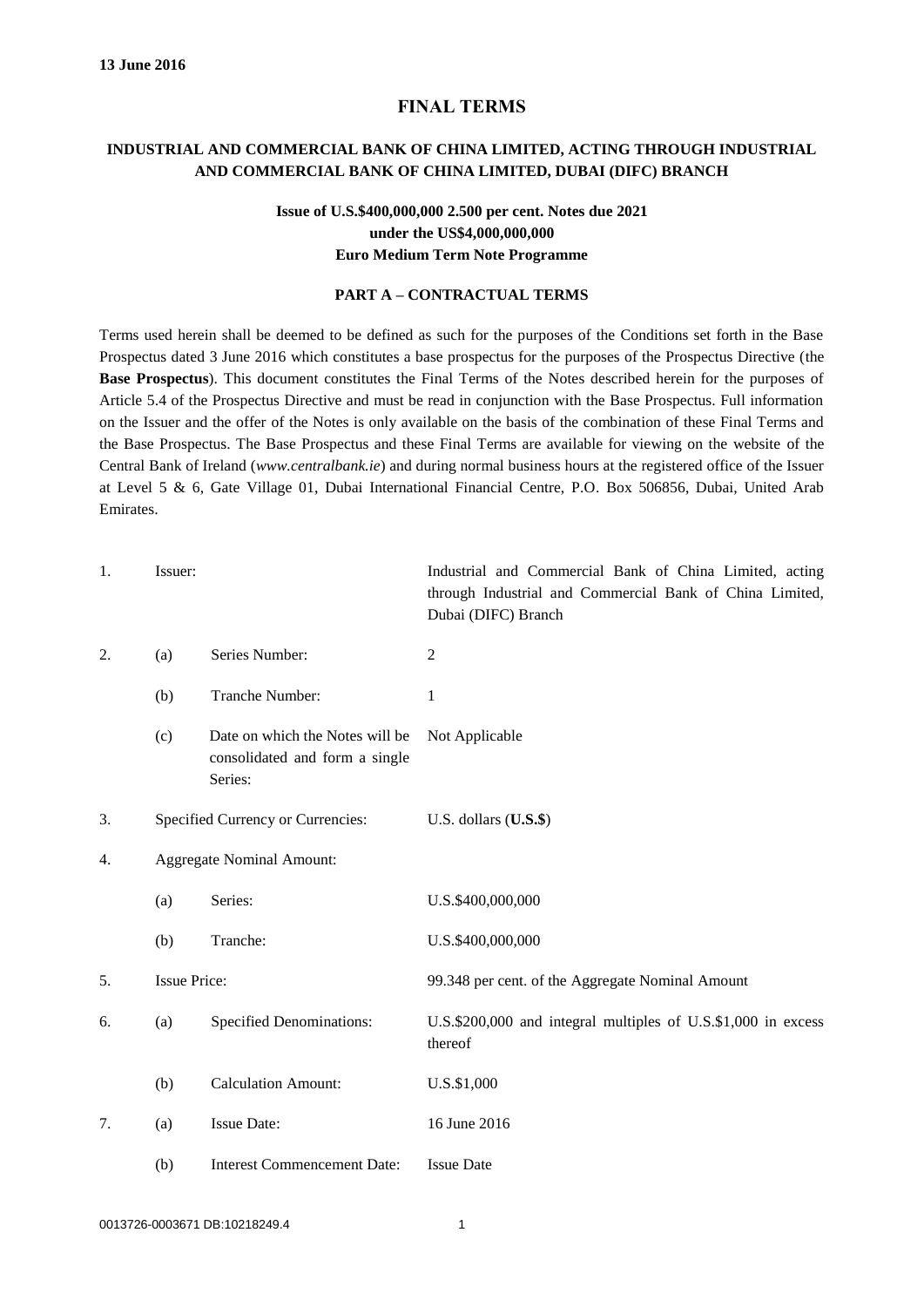**13 June 2016**

# FINAL TERMS

## INDUSTRIAL AND COMMERCIAL BANK OF CHINA LIMITED, ACTING THROUGH INDUSTRIAL AND COMMERCIAL BANK OF CHINA LIMITED, DUBAI (DIFC) BRANCH

### Issue of U.S.$400,000,000 2.500 per cent. Notes due 2021 under the US$4,000,000,000 Euro Medium Term Note Programme

### PART A – CONTRACTUAL TERMS

Terms used herein shall be deemed to be defined as such for the purposes of the Conditions set forth in the Base Prospectus dated 3 June 2016 which constitutes a base prospectus for the purposes of the Prospectus Directive (the **Base Prospectus**). This document constitutes the Final Terms of the Notes described herein for the purposes of Article 5.4 of the Prospectus Directive and must be read in conjunction with the Base Prospectus. Full information on the Issuer and the offer of the Notes is only available on the basis of the combination of these Final Terms and the Base Prospectus. The Base Prospectus and these Final Terms are available for viewing on the website of the Central Bank of Ireland (*www.centralbank.ie*) and during normal business hours at the registered office of the Issuer at Level 5 & 6, Gate Village 01, Dubai International Financial Centre, P.O. Box 506856, Dubai, United Arab Emirates.

| | | | |
|---|---|---|---|
| 1. | Issuer: | | Industrial and Commercial Bank of China Limited, acting through Industrial and Commercial Bank of China Limited, Dubai (DIFC) Branch |
| 2. | (a) | Series Number: | 2 |
| | (b) | Tranche Number: | 1 |
| | (c) | Date on which the Notes will be consolidated and form a single Series: | Not Applicable |
| 3. | Specified Currency or Currencies: | | U.S. dollars (**U.S.$**) |
| 4. | Aggregate Nominal Amount: | | |
| | (a) | Series: | U.S.$400,000,000 |
| | (b) | Tranche: | U.S.$400,000,000 |
| 5. | Issue Price: | | 99.348 per cent. of the Aggregate Nominal Amount |
| 6. | (a) | Specified Denominations: | U.S.$200,000 and integral multiples of U.S.$1,000 in excess thereof |
| | (b) | Calculation Amount: | U.S.$1,000 |
| 7. | (a) | Issue Date: | 16 June 2016 |
| | (b) | Interest Commencement Date: | Issue Date |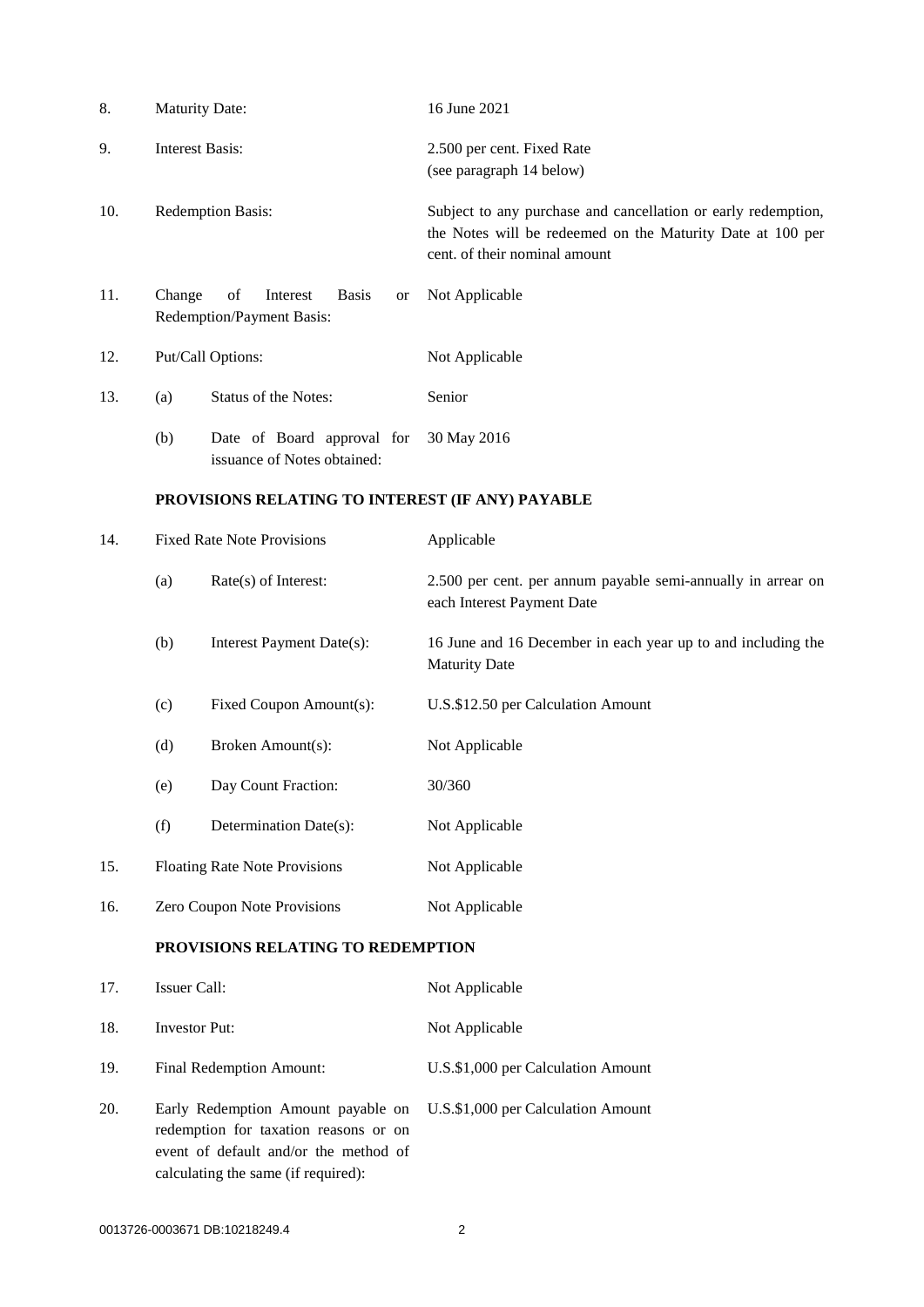| | | |
|---|---|---|
| 8. | Maturity Date: | 16 June 2021 |
| 9. | Interest Basis: | 2.500 per cent. Fixed Rate<br>(see paragraph 14 below) |
| 10. | Redemption Basis: | Subject to any purchase and cancellation or early redemption, the Notes will be redeemed on the Maturity Date at 100 per cent. of their nominal amount |
| 11. | Change of Interest Basis or Redemption/Payment Basis: | Not Applicable |
| 12. | Put/Call Options: | Not Applicable |
| 13. | (a) Status of the Notes: | Senior |
| | (b) Date of Board approval for issuance of Notes obtained: | 30 May 2016 |

**PROVISIONS RELATING TO INTEREST (IF ANY) PAYABLE**

| | | |
|---|---|---|
| 14. | Fixed Rate Note Provisions | Applicable |
| | (a) Rate(s) of Interest: | 2.500 per cent. per annum payable semi-annually in arrear on each Interest Payment Date |
| | (b) Interest Payment Date(s): | 16 June and 16 December in each year up to and including the Maturity Date |
| | (c) Fixed Coupon Amount(s): | U.S.$12.50 per Calculation Amount |
| | (d) Broken Amount(s): | Not Applicable |
| | (e) Day Count Fraction: | 30/360 |
| | (f) Determination Date(s): | Not Applicable |
| 15. | Floating Rate Note Provisions | Not Applicable |
| 16. | Zero Coupon Note Provisions | Not Applicable |

**PROVISIONS RELATING TO REDEMPTION**

| | | |
|---|---|---|
| 17. | Issuer Call: | Not Applicable |
| 18. | Investor Put: | Not Applicable |
| 19. | Final Redemption Amount: | U.S.$1,000 per Calculation Amount |
| 20. | Early Redemption Amount payable on redemption for taxation reasons or on event of default and/or the method of calculating the same (if required): | U.S.$1,000 per Calculation Amount |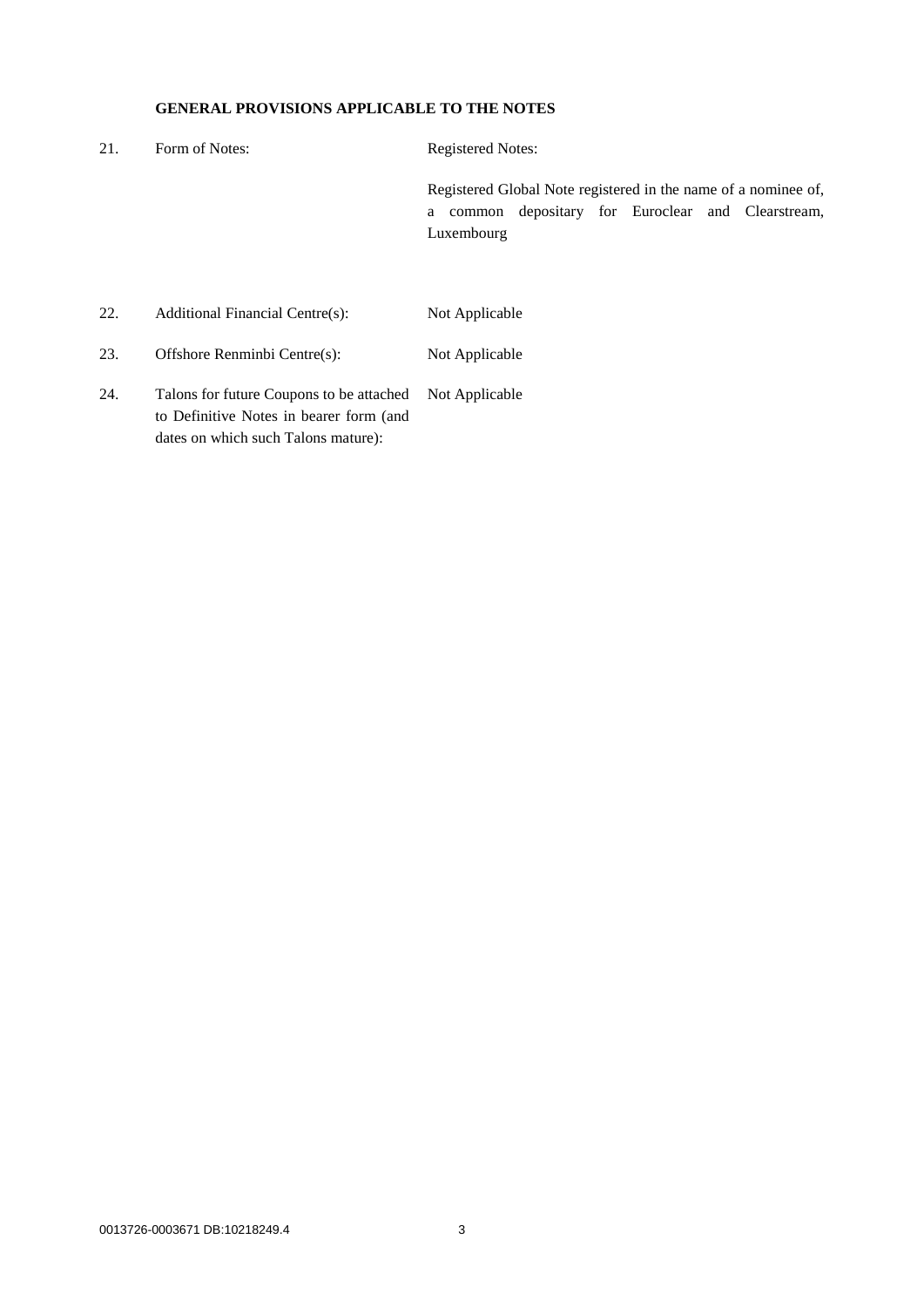**GENERAL PROVISIONS APPLICABLE TO THE NOTES**

| | | |
|---|---|---|
| 21. | Form of Notes: | Registered Notes:<br><br>Registered Global Note registered in the name of a nominee of, a common depositary for Euroclear and Clearstream, Luxembourg |
| 22. | Additional Financial Centre(s): | Not Applicable |
| 23. | Offshore Renminbi Centre(s): | Not Applicable |
| 24. | Talons for future Coupons to be attached to Definitive Notes in bearer form (and dates on which such Talons mature): | Not Applicable |

0013726-0003671 DB:10218249.4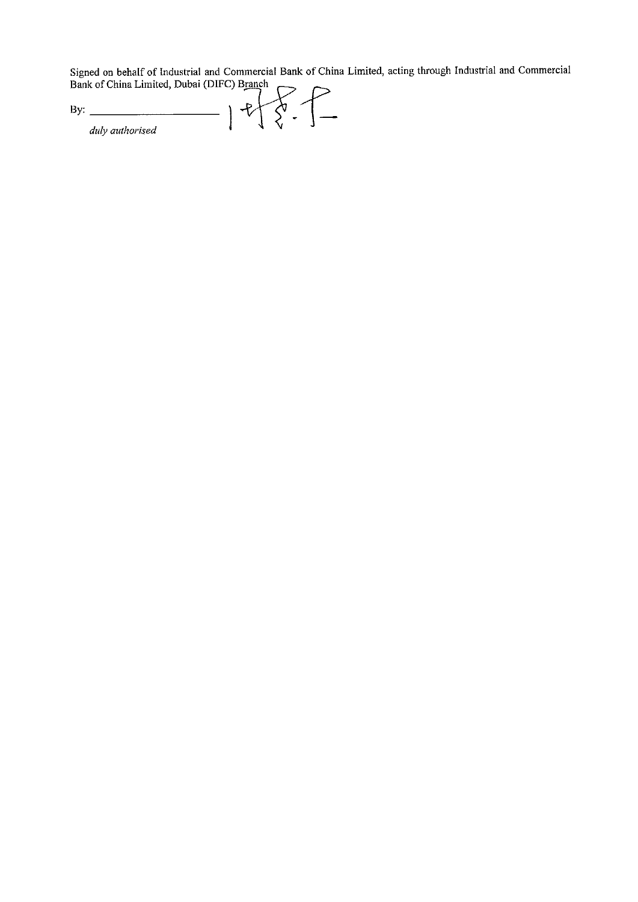Signed on behalf of Industrial and Commercial Bank of China Limited, acting through Industrial and Commercial Bank of China Limited, Dubai (DIFC) Branch

By: ______________________

*duly authorised*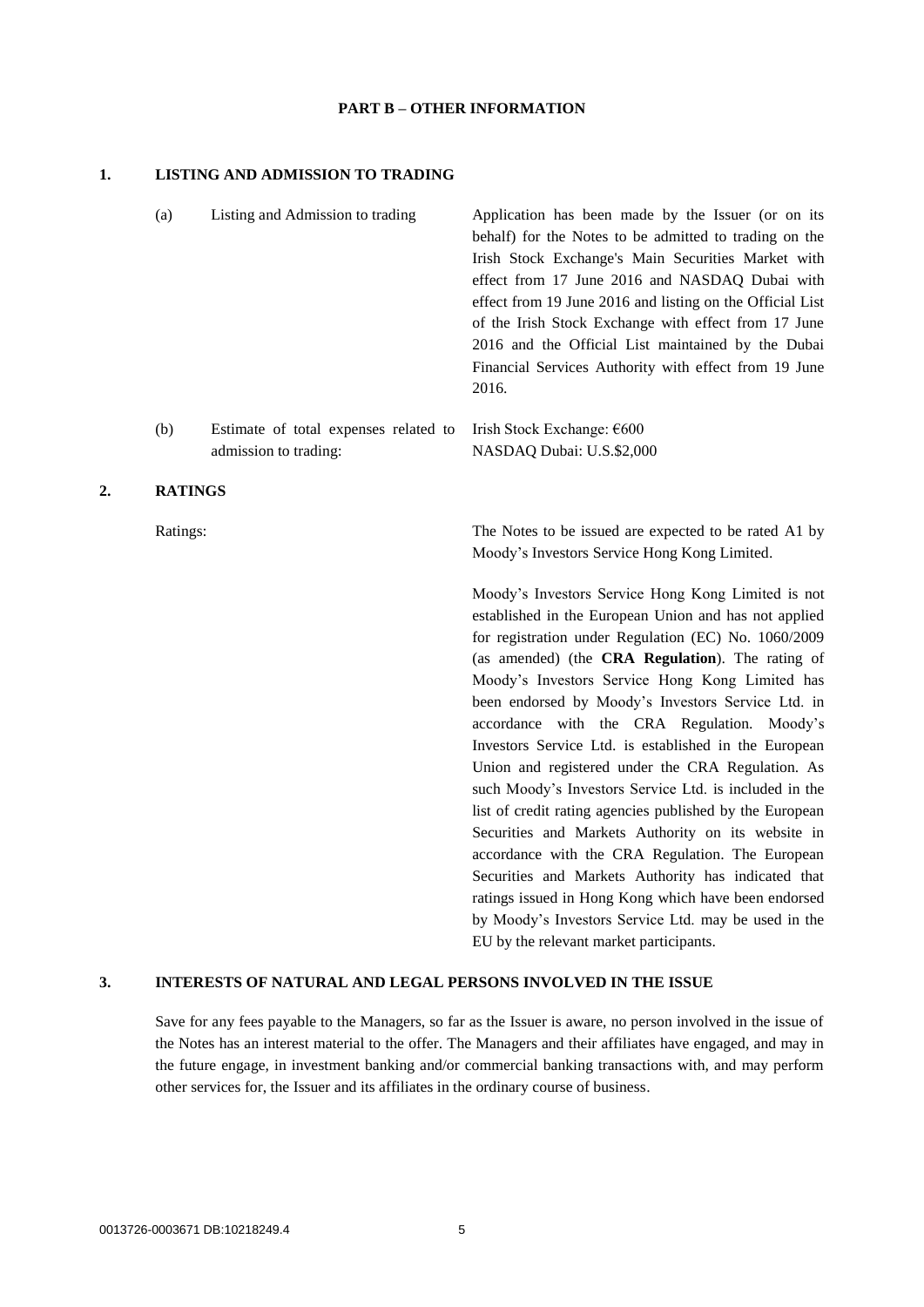# PART B – OTHER INFORMATION

## 1. LISTING AND ADMISSION TO TRADING

| | | |
|---|---|---|
| (a) | Listing and Admission to trading | Application has been made by the Issuer (or on its behalf) for the Notes to be admitted to trading on the Irish Stock Exchange's Main Securities Market with effect from 17 June 2016 and NASDAQ Dubai with effect from 19 June 2016 and listing on the Official List of the Irish Stock Exchange with effect from 17 June 2016 and the Official List maintained by the Dubai Financial Services Authority with effect from 19 June 2016. |
| (b) | Estimate of total expenses related to admission to trading: | Irish Stock Exchange: €600<br>NASDAQ Dubai: U.S.$2,000 |

## 2. RATINGS

Ratings:

The Notes to be issued are expected to be rated A1 by Moody's Investors Service Hong Kong Limited.

Moody's Investors Service Hong Kong Limited is not established in the European Union and has not applied for registration under Regulation (EC) No. 1060/2009 (as amended) (the **CRA Regulation**). The rating of Moody's Investors Service Hong Kong Limited has been endorsed by Moody's Investors Service Ltd. in accordance with the CRA Regulation. Moody's Investors Service Ltd. is established in the European Union and registered under the CRA Regulation. As such Moody's Investors Service Ltd. is included in the list of credit rating agencies published by the European Securities and Markets Authority on its website in accordance with the CRA Regulation. The European Securities and Markets Authority has indicated that ratings issued in Hong Kong which have been endorsed by Moody's Investors Service Ltd. may be used in the EU by the relevant market participants.

## 3. INTERESTS OF NATURAL AND LEGAL PERSONS INVOLVED IN THE ISSUE

Save for any fees payable to the Managers, so far as the Issuer is aware, no person involved in the issue of the Notes has an interest material to the offer. The Managers and their affiliates have engaged, and may in the future engage, in investment banking and/or commercial banking transactions with, and may perform other services for, the Issuer and its affiliates in the ordinary course of business.

0013726-0003671 DB:10218249.4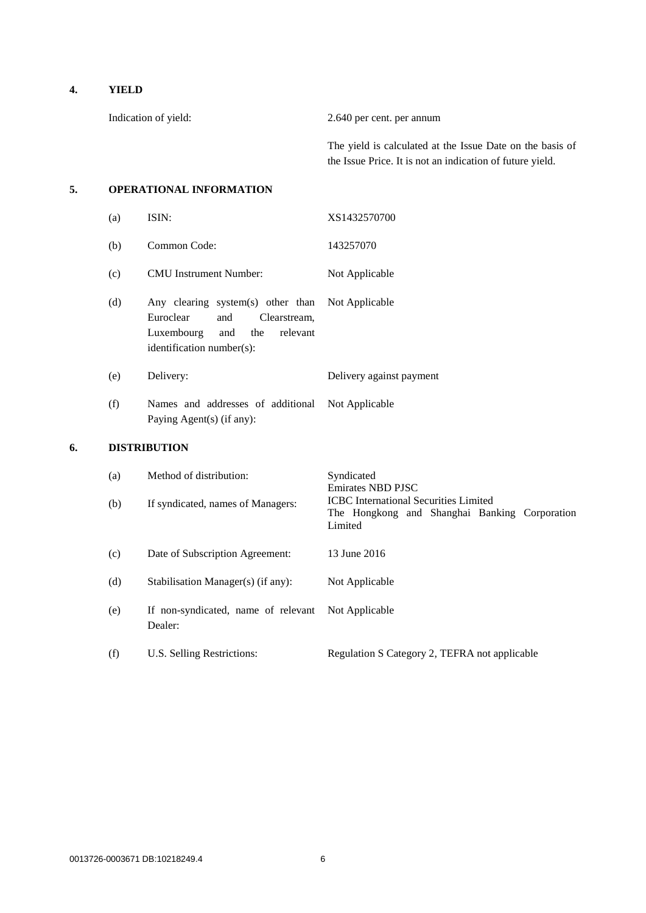## 4. YIELD

| | |
|---|---|
| Indication of yield: | 2.640 per cent. per annum<br><br>The yield is calculated at the Issue Date on the basis of the Issue Price. It is not an indication of future yield. |

## 5. OPERATIONAL INFORMATION

| | | |
|---|---|---|
| (a) | ISIN: | XS1432570700 |
| (b) | Common Code: | 143257070 |
| (c) | CMU Instrument Number: | Not Applicable |
| (d) | Any clearing system(s) other than Euroclear and Clearstream, Luxembourg and the relevant identification number(s): | Not Applicable |
| (e) | Delivery: | Delivery against payment |
| (f) | Names and addresses of additional Paying Agent(s) (if any): | Not Applicable |

## 6. DISTRIBUTION

| | | |
|---|---|---|
| (a) | Method of distribution: | Syndicated |
| (b) | If syndicated, names of Managers: | Emirates NBD PJSC<br>ICBC International Securities Limited<br>The Hongkong and Shanghai Banking Corporation Limited |
| (c) | Date of Subscription Agreement: | 13 June 2016 |
| (d) | Stabilisation Manager(s) (if any): | Not Applicable |
| (e) | If non-syndicated, name of relevant Dealer: | Not Applicable |
| (f) | U.S. Selling Restrictions: | Regulation S Category 2, TEFRA not applicable |

0013726-0003671 DB:10218249.4